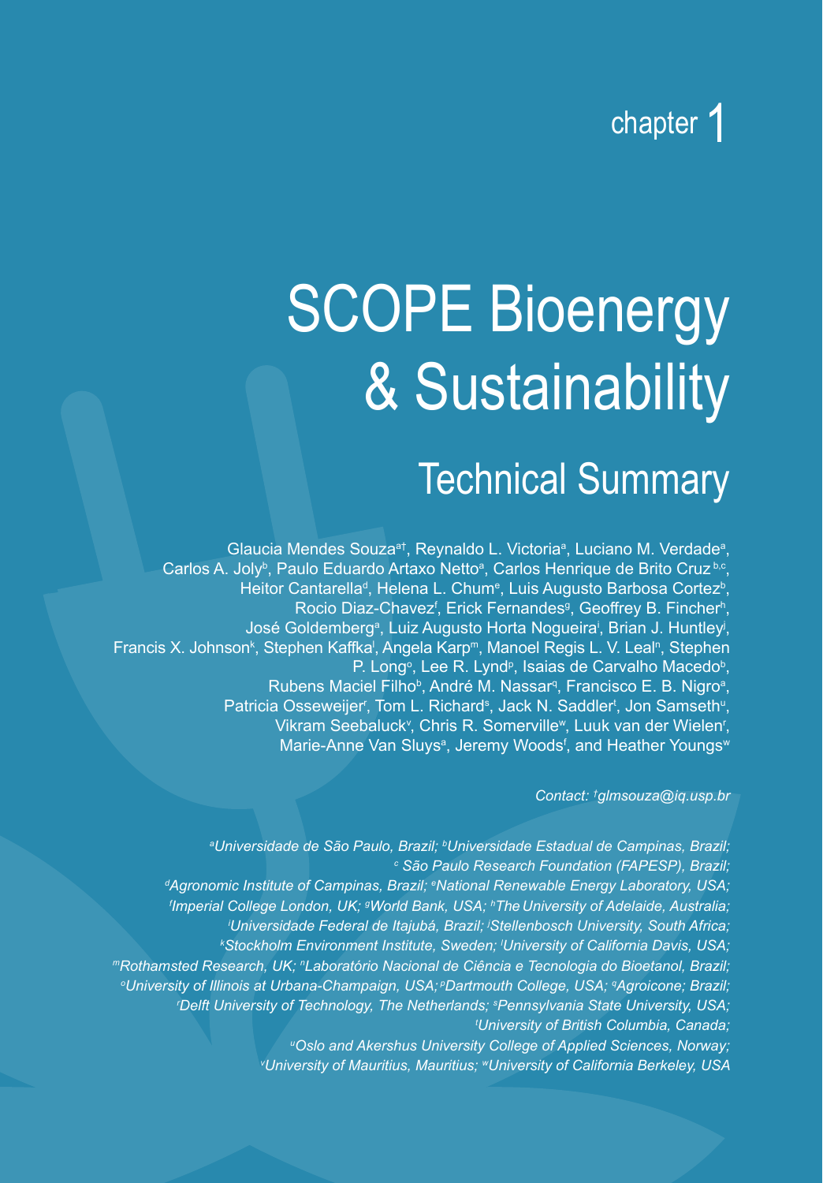chapter 1

# SCOPE Bioenergy & Sustainability

## Technical Summary

Glaucia Mendes Souza[a†], Reynaldo L. Victoria[a], Luciano M. Verdade[a], Carlos A. Joly[b], Paulo Eduardo Artaxo Netto[a], Carlos Henrique de Brito Cruz[b,c], Heitor Cantarella[d], Helena L. Chum[e], Luis Augusto Barbosa Cortez[b], Rocio Diaz-Chavez[f], Erick Fernandes[g], Geoffrey B. Fincher[h], José Goldemberg[a], Luiz Augusto Horta Nogueira[i], Brian J. Huntley[j], Francis X. Johnson[k], Stephen Kaffka[l], Angela Karp[m], Manoel Regis L. V. Leal[n], Stephen P. Long[o], Lee R. Lynd[p], Isaias de Carvalho Macedo[b], Rubens Maciel Filho[b], André M. Nassar[q], Francisco E. B. Nigro[a], Patricia Osseweijer[r], Tom L. Richard[s], Jack N. Saddler[t], Jon Samseth[u], Vikram Seebaluck[v], Chris R. Somerville[w], Luuk van der Wielen[r], Marie-Anne Van Sluys[a], Jeremy Woods[f], and Heather Youngs[w]

*Contact: †glmsouza@iq.usp.br*

*[a]Universidade de São Paulo, Brazil; [b]Universidade Estadual de Campinas, Brazil; [c] São Paulo Research Foundation (FAPESP), Brazil; [d]Agronomic Institute of Campinas, Brazil; [e]National Renewable Energy Laboratory, USA; [f]Imperial College London, UK; [g]World Bank, USA; [h]The University of Adelaide, Australia; [i]Universidade Federal de Itajubá, Brazil; [j]Stellenbosch University, South Africa; [k]Stockholm Environment Institute, Sweden; [l]University of California Davis, USA; [m]Rothamsted Research, UK; [n]Laboratório Nacional de Ciência e Tecnologia do Bioetanol, Brazil; [o]University of Illinois at Urbana-Champaign, USA; [p]Dartmouth College, USA; [q]Agroicone; Brazil; [r]Delft University of Technology, The Netherlands; [s]Pennsylvania State University, USA; [t]University of British Columbia, Canada; [u]Oslo and Akershus University College of Applied Sciences, Norway; [v]University of Mauritius, Mauritius; [w]University of California Berkeley, USA*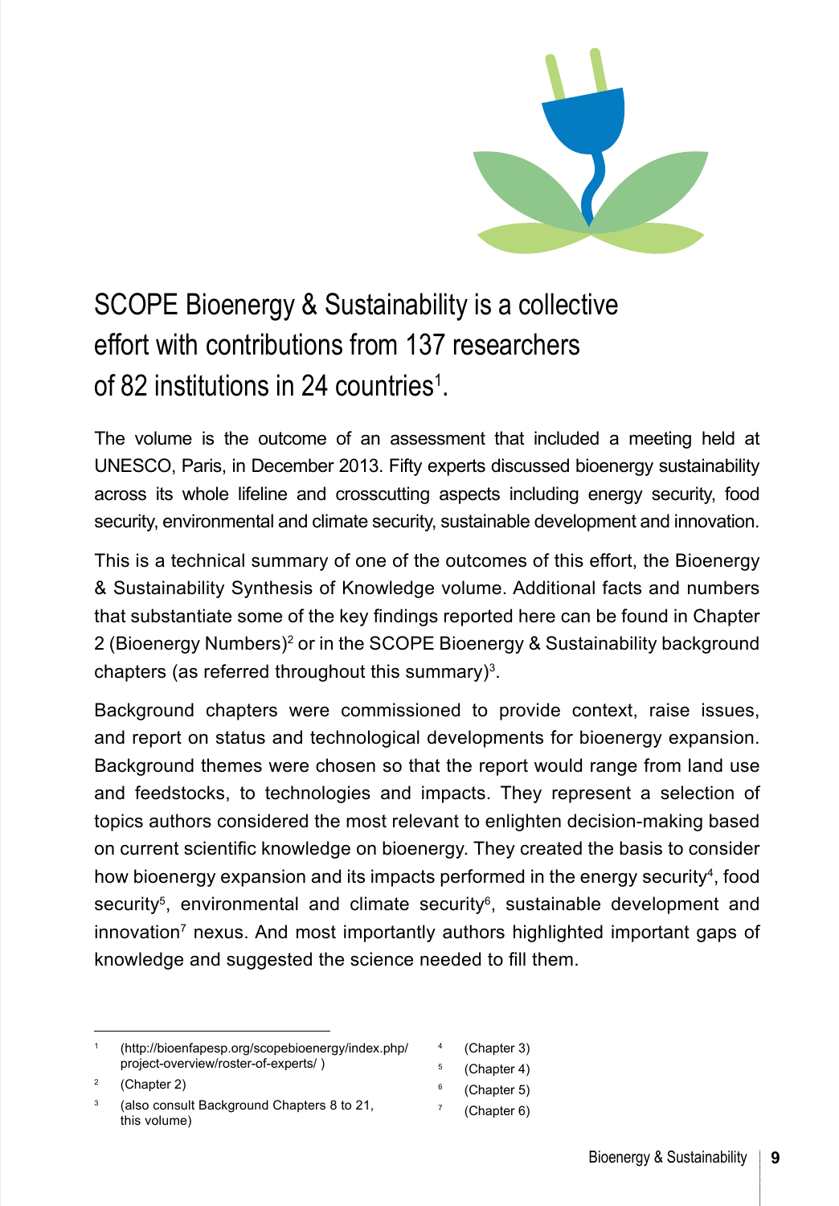## SCOPE Bioenergy & Sustainability is a collective effort with contributions from 137 researchers of 82 institutions in 24 countries[1].

The volume is the outcome of an assessment that included a meeting held at UNESCO, Paris, in December 2013. Fifty experts discussed bioenergy sustainability across its whole lifeline and crosscutting aspects including energy security, food security, environmental and climate security, sustainable development and innovation.

This is a technical summary of one of the outcomes of this effort, the Bioenergy & Sustainability Synthesis of Knowledge volume. Additional facts and numbers that substantiate some of the key findings reported here can be found in Chapter 2 (Bioenergy Numbers)[2] or in the SCOPE Bioenergy & Sustainability background chapters (as referred throughout this summary)[3].

Background chapters were commissioned to provide context, raise issues, and report on status and technological developments for bioenergy expansion. Background themes were chosen so that the report would range from land use and feedstocks, to technologies and impacts. They represent a selection of topics authors considered the most relevant to enlighten decision-making based on current scientific knowledge on bioenergy. They created the basis to consider how bioenergy expansion and its impacts performed in the energy security[4], food security[5], environmental and climate security[6], sustainable development and innovation[7] nexus. And most importantly authors highlighted important gaps of knowledge and suggested the science needed to fill them.

---

[1] (http://bioenfapesp.org/scopebioenergy/index.php/project-overview/roster-of-experts/ )

[2] (Chapter 2)

[3] (also consult Background Chapters 8 to 21, this volume)

[4] (Chapter 3)

[5] (Chapter 4)

[6] (Chapter 5)

[7] (Chapter 6)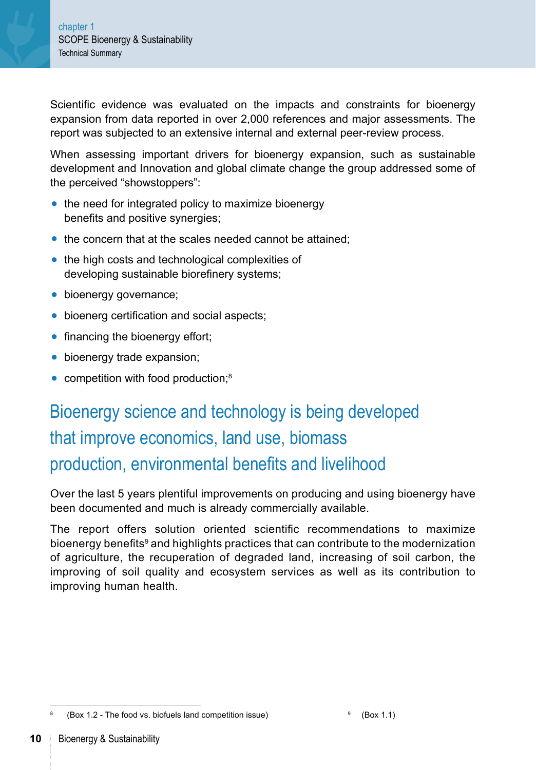Scientific evidence was evaluated on the impacts and constraints for bioenergy expansion from data reported in over 2,000 references and major assessments. The report was subjected to an extensive internal and external peer-review process.

When assessing important drivers for bioenergy expansion, such as sustainable development and Innovation and global climate change the group addressed some of the perceived "showstoppers":

- the need for integrated policy to maximize bioenergy benefits and positive synergies;
- the concern that at the scales needed cannot be attained;
- the high costs and technological complexities of developing sustainable biorefinery systems;
- bioenergy governance;
- bioenerg certification and social aspects;
- financing the bioenergy effort;
- bioenergy trade expansion;
- competition with food production;[8]

## Bioenergy science and technology is being developed that improve economics, land use, biomass production, environmental benefits and livelihood

Over the last 5 years plentiful improvements on producing and using bioenergy have been documented and much is already commercially available.

The report offers solution oriented scientific recommendations to maximize bioenergy benefits[9] and highlights practices that can contribute to the modernization of agriculture, the recuperation of degraded land, increasing of soil carbon, the improving of soil quality and ecosystem services as well as its contribution to improving human health.

---

[8] (Box 1.2 - The food vs. biofuels land competition issue)

[9] (Box 1.1)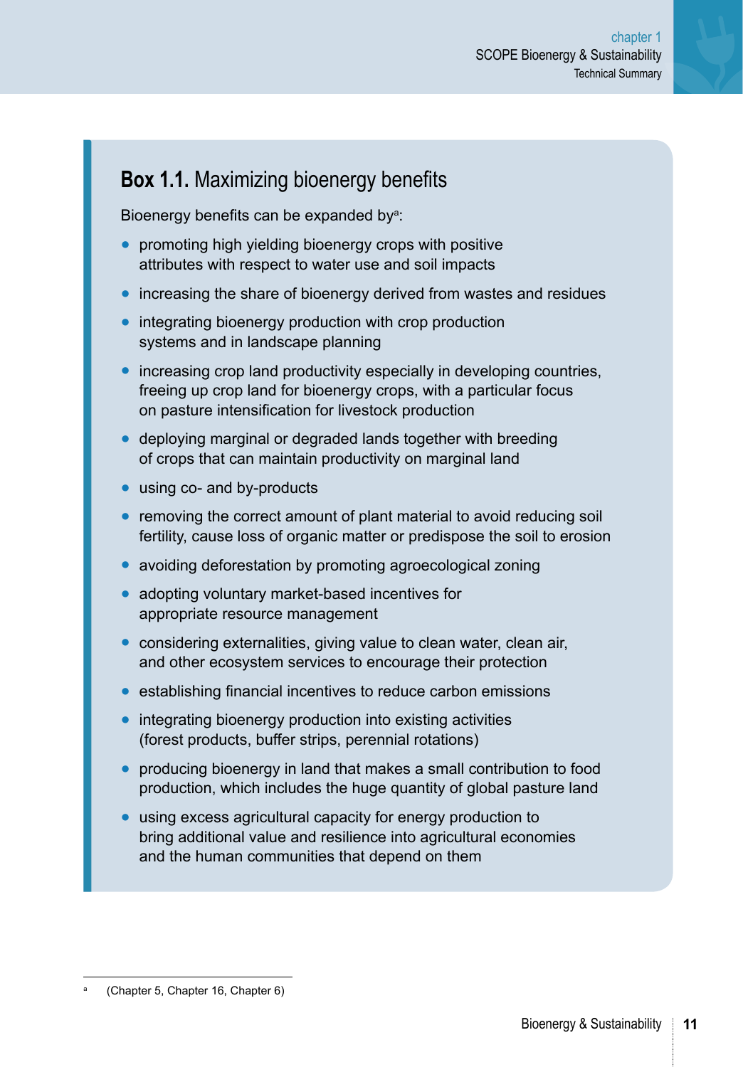## Box 1.1. Maximizing bioenergy benefits

Bioenergy benefits can be expanded by[a]:

- promoting high yielding bioenergy crops with positive attributes with respect to water use and soil impacts
- increasing the share of bioenergy derived from wastes and residues
- integrating bioenergy production with crop production systems and in landscape planning
- increasing crop land productivity especially in developing countries, freeing up crop land for bioenergy crops, with a particular focus on pasture intensification for livestock production
- deploying marginal or degraded lands together with breeding of crops that can maintain productivity on marginal land
- using co- and by-products
- removing the correct amount of plant material to avoid reducing soil fertility, cause loss of organic matter or predispose the soil to erosion
- avoiding deforestation by promoting agroecological zoning
- adopting voluntary market-based incentives for appropriate resource management
- considering externalities, giving value to clean water, clean air, and other ecosystem services to encourage their protection
- establishing financial incentives to reduce carbon emissions
- integrating bioenergy production into existing activities (forest products, buffer strips, perennial rotations)
- producing bioenergy in land that makes a small contribution to food production, which includes the huge quantity of global pasture land
- using excess agricultural capacity for energy production to bring additional value and resilience into agricultural economies and the human communities that depend on them

[a] (Chapter 5, Chapter 16, Chapter 6)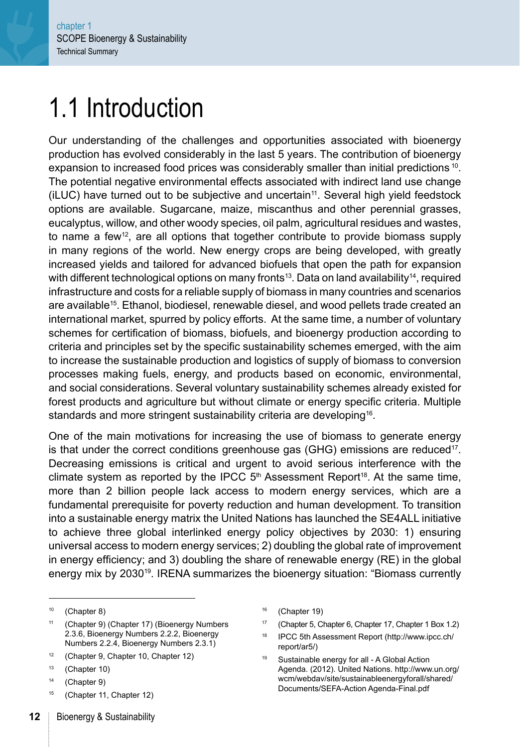# 1.1 Introduction

Our understanding of the challenges and opportunities associated with bioenergy production has evolved considerably in the last 5 years. The contribution of bioenergy expansion to increased food prices was considerably smaller than initial predictions [10]. The potential negative environmental effects associated with indirect land use change (iLUC) have turned out to be subjective and uncertain[11]. Several high yield feedstock options are available. Sugarcane, maize, miscanthus and other perennial grasses, eucalyptus, willow, and other woody species, oil palm, agricultural residues and wastes, to name a few[12], are all options that together contribute to provide biomass supply in many regions of the world. New energy crops are being developed, with greatly increased yields and tailored for advanced biofuels that open the path for expansion with different technological options on many fronts[13]. Data on land availability[14], required infrastructure and costs for a reliable supply of biomass in many countries and scenarios are available[15]. Ethanol, biodiesel, renewable diesel, and wood pellets trade created an international market, spurred by policy efforts. At the same time, a number of voluntary schemes for certification of biomass, biofuels, and bioenergy production according to criteria and principles set by the specific sustainability schemes emerged, with the aim to increase the sustainable production and logistics of supply of biomass to conversion processes making fuels, energy, and products based on economic, environmental, and social considerations. Several voluntary sustainability schemes already existed for forest products and agriculture but without climate or energy specific criteria. Multiple standards and more stringent sustainability criteria are developing[16].

One of the main motivations for increasing the use of biomass to generate energy is that under the correct conditions greenhouse gas (GHG) emissions are reduced[17]. Decreasing emissions is critical and urgent to avoid serious interference with the climate system as reported by the IPCC 5th Assessment Report[18]. At the same time, more than 2 billion people lack access to modern energy services, which are a fundamental prerequisite for poverty reduction and human development. To transition into a sustainable energy matrix the United Nations has launched the SE4ALL initiative to achieve three global interlinked energy policy objectives by 2030: 1) ensuring universal access to modern energy services; 2) doubling the global rate of improvement in energy efficiency; and 3) doubling the share of renewable energy (RE) in the global energy mix by 2030[19]. IRENA summarizes the bioenergy situation: "Biomass currently

---

[10] (Chapter 8)

[11] (Chapter 9) (Chapter 17) (Bioenergy Numbers 2.3.6, Bioenergy Numbers 2.2.2, Bioenergy Numbers 2.2.4, Bioenergy Numbers 2.3.1)

[12] (Chapter 9, Chapter 10, Chapter 12)

[13] (Chapter 10)

[14] (Chapter 9)

[15] (Chapter 11, Chapter 12)

[16] (Chapter 19)

[17] (Chapter 5, Chapter 6, Chapter 17, Chapter 1 Box 1.2)

[18] IPCC 5th Assessment Report (http://www.ipcc.ch/report/ar5/)

[19] Sustainable energy for all - A Global Action Agenda. (2012). United Nations. http://www.un.org/wcm/webdav/site/sustainableenergyforall/shared/Documents/SEFA-Action Agenda-Final.pdf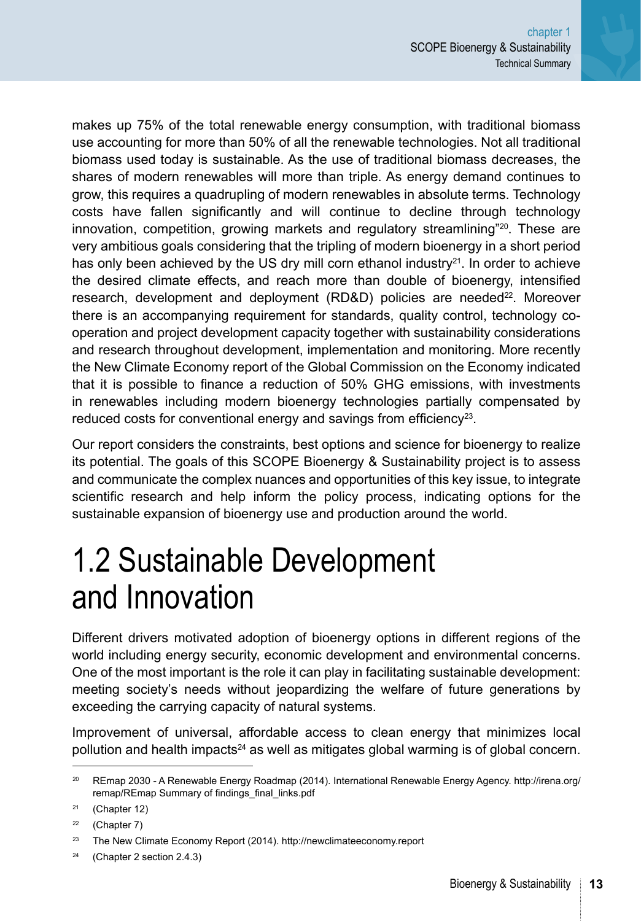makes up 75% of the total renewable energy consumption, with traditional biomass use accounting for more than 50% of all the renewable technologies. Not all traditional biomass used today is sustainable. As the use of traditional biomass decreases, the shares of modern renewables will more than triple. As energy demand continues to grow, this requires a quadrupling of modern renewables in absolute terms. Technology costs have fallen significantly and will continue to decline through technology innovation, competition, growing markets and regulatory streamlining"[20]. These are very ambitious goals considering that the tripling of modern bioenergy in a short period has only been achieved by the US dry mill corn ethanol industry[21]. In order to achieve the desired climate effects, and reach more than double of bioenergy, intensified research, development and deployment (RD&D) policies are needed[22]. Moreover there is an accompanying requirement for standards, quality control, technology co-operation and project development capacity together with sustainability considerations and research throughout development, implementation and monitoring. More recently the New Climate Economy report of the Global Commission on the Economy indicated that it is possible to finance a reduction of 50% GHG emissions, with investments in renewables including modern bioenergy technologies partially compensated by reduced costs for conventional energy and savings from efficiency[23].

Our report considers the constraints, best options and science for bioenergy to realize its potential. The goals of this SCOPE Bioenergy & Sustainability project is to assess and communicate the complex nuances and opportunities of this key issue, to integrate scientific research and help inform the policy process, indicating options for the sustainable expansion of bioenergy use and production around the world.

# 1.2 Sustainable Development and Innovation

Different drivers motivated adoption of bioenergy options in different regions of the world including energy security, economic development and environmental concerns. One of the most important is the role it can play in facilitating sustainable development: meeting society's needs without jeopardizing the welfare of future generations by exceeding the carrying capacity of natural systems.

Improvement of universal, affordable access to clean energy that minimizes local pollution and health impacts[24] as well as mitigates global warming is of global concern.

---

[20] REmap 2030 - A Renewable Energy Roadmap (2014). International Renewable Energy Agency. http://irena.org/remap/REmap Summary of findings_final_links.pdf

[21] (Chapter 12)

[22] (Chapter 7)

[23] The New Climate Economy Report (2014). http://newclimateeconomy.report

[24] (Chapter 2 section 2.4.3)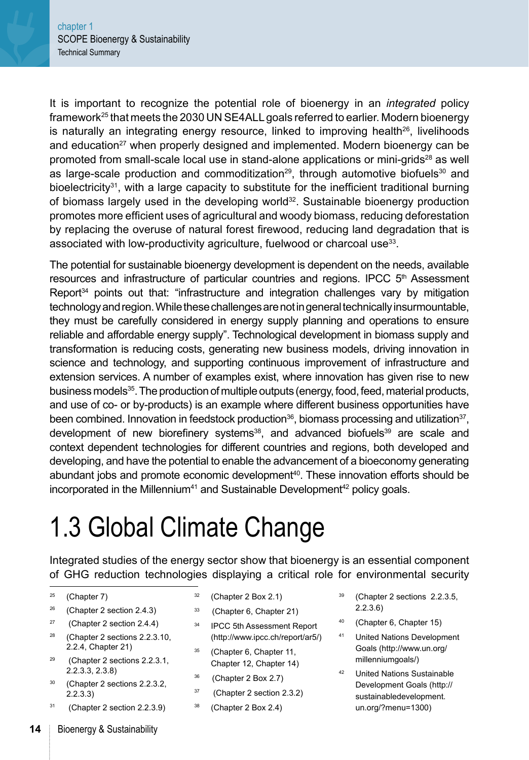It is important to recognize the potential role of bioenergy in an *integrated* policy framework[25] that meets the 2030 UN SE4ALL goals referred to earlier. Modern bioenergy is naturally an integrating energy resource, linked to improving health[26], livelihoods and education[27] when properly designed and implemented. Modern bioenergy can be promoted from small-scale local use in stand-alone applications or mini-grids[28] as well as large-scale production and commoditization[29], through automotive biofuels[30] and bioelectricity[31], with a large capacity to substitute for the inefficient traditional burning of biomass largely used in the developing world[32]. Sustainable bioenergy production promotes more efficient uses of agricultural and woody biomass, reducing deforestation by replacing the overuse of natural forest firewood, reducing land degradation that is associated with low-productivity agriculture, fuelwood or charcoal use[33].

The potential for sustainable bioenergy development is dependent on the needs, available resources and infrastructure of particular countries and regions. IPCC 5th Assessment Report[34] points out that: "infrastructure and integration challenges vary by mitigation technology and region. While these challenges are not in general technically insurmountable, they must be carefully considered in energy supply planning and operations to ensure reliable and affordable energy supply". Technological development in biomass supply and transformation is reducing costs, generating new business models, driving innovation in science and technology, and supporting continuous improvement of infrastructure and extension services. A number of examples exist, where innovation has given rise to new business models[35]. The production of multiple outputs (energy, food, feed, material products, and use of co- or by-products) is an example where different business opportunities have been combined. Innovation in feedstock production[36], biomass processing and utilization[37], development of new biorefinery systems[38], and advanced biofuels[39] are scale and context dependent technologies for different countries and regions, both developed and developing, and have the potential to enable the advancement of a bioeconomy generating abundant jobs and promote economic development[40]. These innovation efforts should be incorporated in the Millennium[41] and Sustainable Development[42] policy goals.

# 1.3 Global Climate Change

Integrated studies of the energy sector show that bioenergy is an essential component of GHG reduction technologies displaying a critical role for environmental security

---

[25] (Chapter 7)

[26] (Chapter 2 section 2.4.3)

[27] (Chapter 2 section 2.4.4)

[28] (Chapter 2 sections 2.2.3.10, 2.2.4, Chapter 21)

[29] (Chapter 2 sections 2.2.3.1, 2.2.3.3, 2.3.8)

[30] (Chapter 2 sections 2.2.3.2, 2.2.3.3)

[31] (Chapter 2 section 2.2.3.9)

[32] (Chapter 2 Box 2.1)

[33] (Chapter 6, Chapter 21)

[34] IPCC 5th Assessment Report (http://www.ipcc.ch/report/ar5/)

[35] (Chapter 6, Chapter 11, Chapter 12, Chapter 14)

[36] (Chapter 2 Box 2.7)

[37] (Chapter 2 section 2.3.2)

[38] (Chapter 2 Box 2.4)

[39] (Chapter 2 sections 2.2.3.5, 2.2.3.6)

[40] (Chapter 6, Chapter 15)

[41] United Nations Development Goals (http://www.un.org/millenniumgoals/)

[42] United Nations Sustainable Development Goals (http://sustainabledevelopment.un.org/?menu=1300)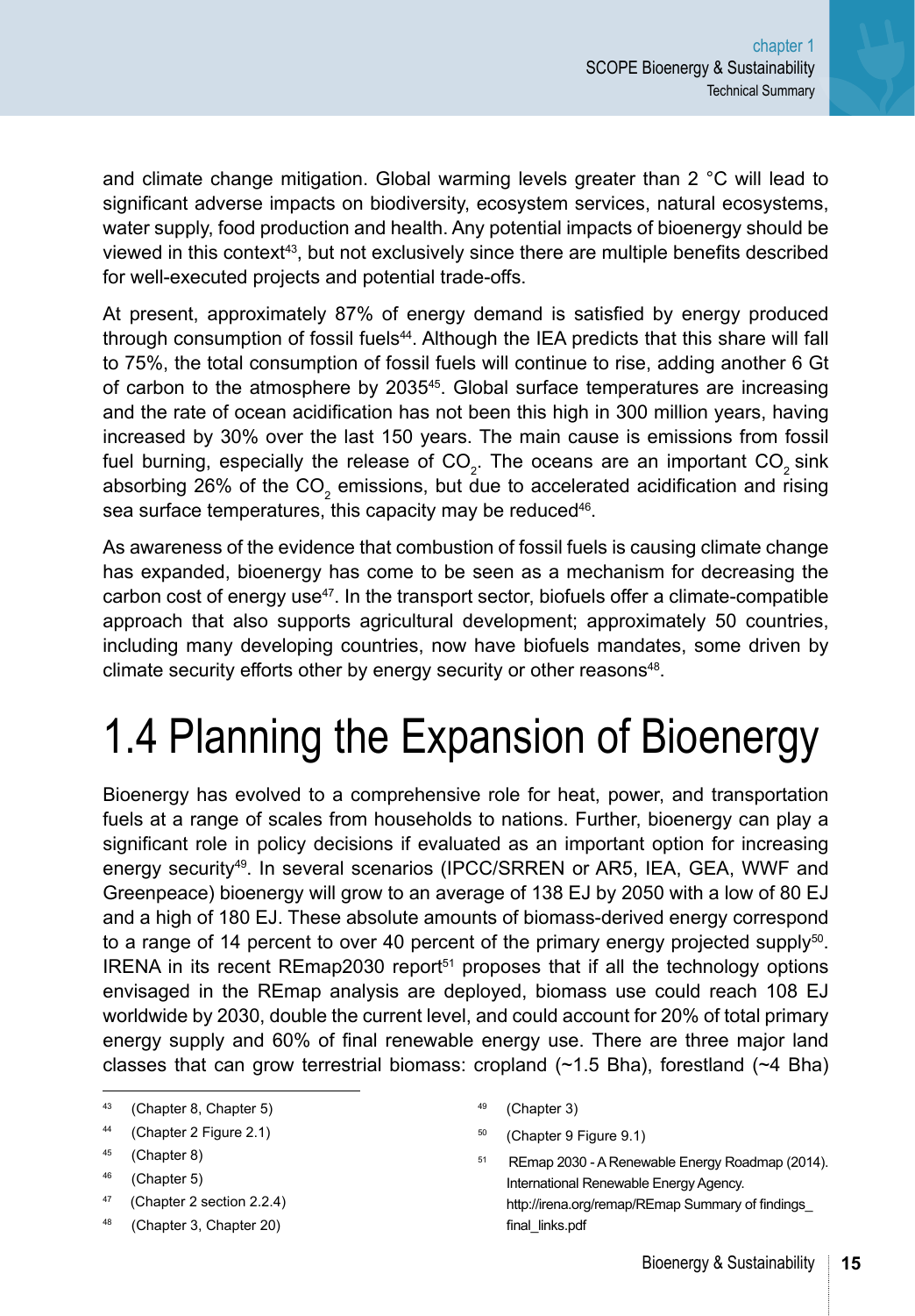and climate change mitigation. Global warming levels greater than 2 °C will lead to significant adverse impacts on biodiversity, ecosystem services, natural ecosystems, water supply, food production and health. Any potential impacts of bioenergy should be viewed in this context[43], but not exclusively since there are multiple benefits described for well-executed projects and potential trade-offs.

At present, approximately 87% of energy demand is satisfied by energy produced through consumption of fossil fuels[44]. Although the IEA predicts that this share will fall to 75%, the total consumption of fossil fuels will continue to rise, adding another 6 Gt of carbon to the atmosphere by 2035[45]. Global surface temperatures are increasing and the rate of ocean acidification has not been this high in 300 million years, having increased by 30% over the last 150 years. The main cause is emissions from fossil fuel burning, especially the release of $CO_2$. The oceans are an important $CO_2$ sink absorbing 26% of the $CO_2$ emissions, but due to accelerated acidification and rising sea surface temperatures, this capacity may be reduced[46].

As awareness of the evidence that combustion of fossil fuels is causing climate change has expanded, bioenergy has come to be seen as a mechanism for decreasing the carbon cost of energy use[47]. In the transport sector, biofuels offer a climate-compatible approach that also supports agricultural development; approximately 50 countries, including many developing countries, now have biofuels mandates, some driven by climate security efforts other by energy security or other reasons[48].

# 1.4 Planning the Expansion of Bioenergy

Bioenergy has evolved to a comprehensive role for heat, power, and transportation fuels at a range of scales from households to nations. Further, bioenergy can play a significant role in policy decisions if evaluated as an important option for increasing energy security[49]. In several scenarios (IPCC/SRREN or AR5, IEA, GEA, WWF and Greenpeace) bioenergy will grow to an average of 138 EJ by 2050 with a low of 80 EJ and a high of 180 EJ. These absolute amounts of biomass-derived energy correspond to a range of 14 percent to over 40 percent of the primary energy projected supply[50]. IRENA in its recent REmap2030 report[51] proposes that if all the technology options envisaged in the REmap analysis are deployed, biomass use could reach 108 EJ worldwide by 2030, double the current level, and could account for 20% of total primary energy supply and 60% of final renewable energy use. There are three major land classes that can grow terrestrial biomass: cropland (~1.5 Bha), forestland (~4 Bha)

---

43 (Chapter 8, Chapter 5)

44 (Chapter 2 Figure 2.1)

45 (Chapter 8)

46 (Chapter 5)

47 (Chapter 2 section 2.2.4)

48 (Chapter 3, Chapter 20)

49 (Chapter 3)

50 (Chapter 9 Figure 9.1)

51 REmap 2030 - A Renewable Energy Roadmap (2014). International Renewable Energy Agency. http://irena.org/remap/REmap Summary of findings_final_links.pdf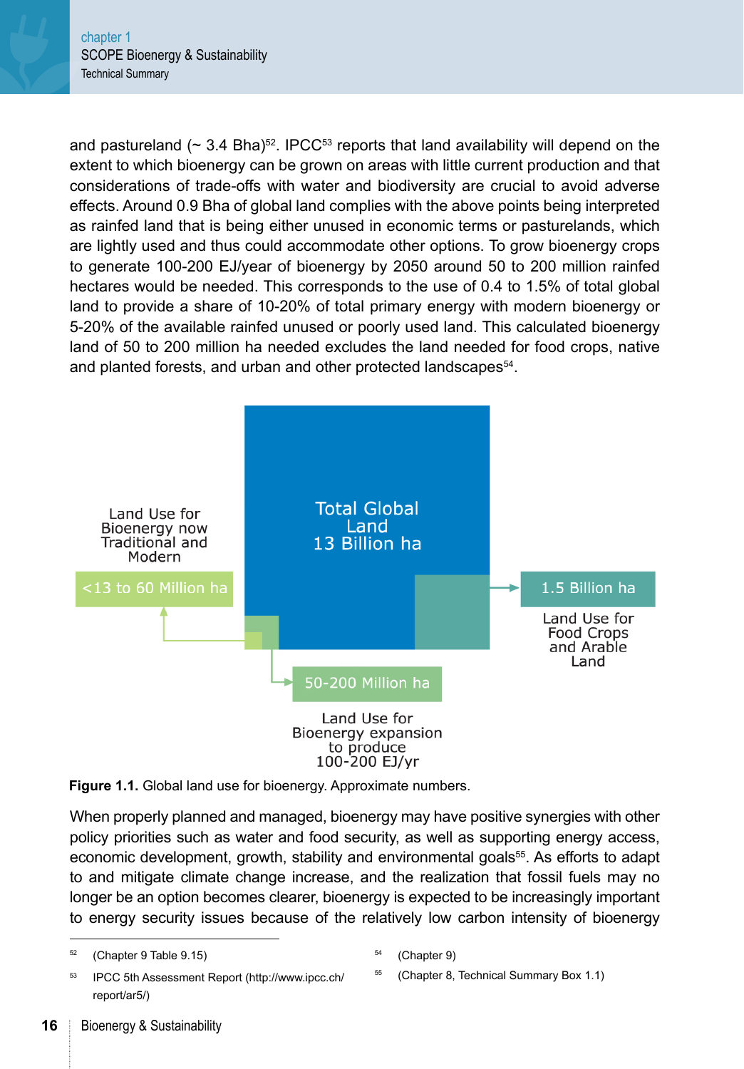and pastureland (~ 3.4 Bha)[52]. IPCC[53] reports that land availability will depend on the extent to which bioenergy can be grown on areas with little current production and that considerations of trade-offs with water and biodiversity are crucial to avoid adverse effects. Around 0.9 Bha of global land complies with the above points being interpreted as rainfed land that is being either unused in economic terms or pasturelands, which are lightly used and thus could accommodate other options. To grow bioenergy crops to generate 100-200 EJ/year of bioenergy by 2050 around 50 to 200 million rainfed hectares would be needed. This corresponds to the use of 0.4 to 1.5% of total global land to provide a share of 10-20% of total primary energy with modern bioenergy or 5-20% of the available rainfed unused or poorly used land. This calculated bioenergy land of 50 to 200 million ha needed excludes the land needed for food crops, native and planted forests, and urban and other protected landscapes[54].

Total Global Land 13 Billion ha

Land Use for Bioenergy now Traditional and Modern: <13 to 60 Million ha

1.5 Billion ha: Land Use for Food Crops and Arable Land

50-200 Million ha: Land Use for Bioenergy expansion to produce 100-200 EJ/yr

**Figure 1.1.** Global land use for bioenergy. Approximate numbers.

When properly planned and managed, bioenergy may have positive synergies with other policy priorities such as water and food security, as well as supporting energy access, economic development, growth, stability and environmental goals[55]. As efforts to adapt to and mitigate climate change increase, and the realization that fossil fuels may no longer be an option becomes clearer, bioenergy is expected to be increasingly important to energy security issues because of the relatively low carbon intensity of bioenergy

---

[52] (Chapter 9 Table 9.15)

[53] IPCC 5th Assessment Report (http://www.ipcc.ch/report/ar5/)

[54] (Chapter 9)

[55] (Chapter 8, Technical Summary Box 1.1)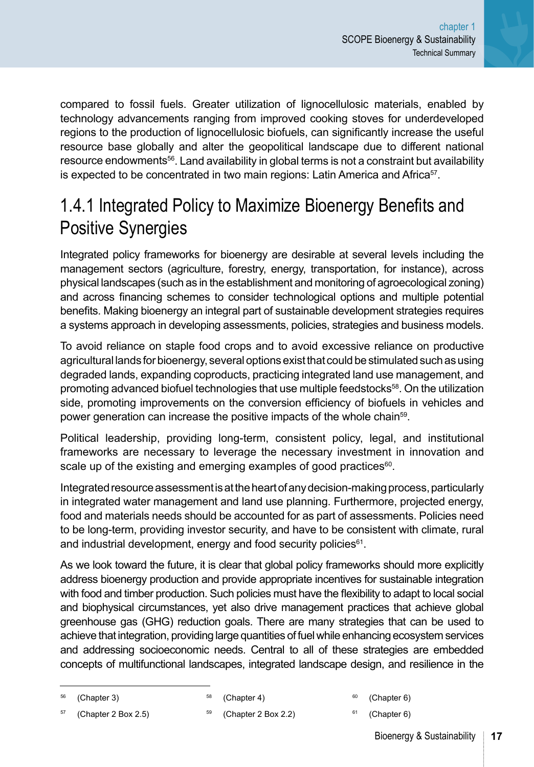compared to fossil fuels. Greater utilization of lignocellulosic materials, enabled by technology advancements ranging from improved cooking stoves for underdeveloped regions to the production of lignocellulosic biofuels, can significantly increase the useful resource base globally and alter the geopolitical landscape due to different national resource endowments[56]. Land availability in global terms is not a constraint but availability is expected to be concentrated in two main regions: Latin America and Africa[57].

## 1.4.1 Integrated Policy to Maximize Bioenergy Benefits and Positive Synergies

Integrated policy frameworks for bioenergy are desirable at several levels including the management sectors (agriculture, forestry, energy, transportation, for instance), across physical landscapes (such as in the establishment and monitoring of agroecological zoning) and across financing schemes to consider technological options and multiple potential benefits. Making bioenergy an integral part of sustainable development strategies requires a systems approach in developing assessments, policies, strategies and business models.

To avoid reliance on staple food crops and to avoid excessive reliance on productive agricultural lands for bioenergy, several options exist that could be stimulated such as using degraded lands, expanding coproducts, practicing integrated land use management, and promoting advanced biofuel technologies that use multiple feedstocks[58]. On the utilization side, promoting improvements on the conversion efficiency of biofuels in vehicles and power generation can increase the positive impacts of the whole chain[59].

Political leadership, providing long-term, consistent policy, legal, and institutional frameworks are necessary to leverage the necessary investment in innovation and scale up of the existing and emerging examples of good practices[60].

Integrated resource assessment is at the heart of any decision-making process, particularly in integrated water management and land use planning. Furthermore, projected energy, food and materials needs should be accounted for as part of assessments. Policies need to be long-term, providing investor security, and have to be consistent with climate, rural and industrial development, energy and food security policies[61].

As we look toward the future, it is clear that global policy frameworks should more explicitly address bioenergy production and provide appropriate incentives for sustainable integration with food and timber production. Such policies must have the flexibility to adapt to local social and biophysical circumstances, yet also drive management practices that achieve global greenhouse gas (GHG) reduction goals. There are many strategies that can be used to achieve that integration, providing large quantities of fuel while enhancing ecosystem services and addressing socioeconomic needs. Central to all of these strategies are embedded concepts of multifunctional landscapes, integrated landscape design, and resilience in the

---

[56] (Chapter 3)

[57] (Chapter 2 Box 2.5)

[58] (Chapter 4)

[59] (Chapter 2 Box 2.2)

[60] (Chapter 6)

[61] (Chapter 6)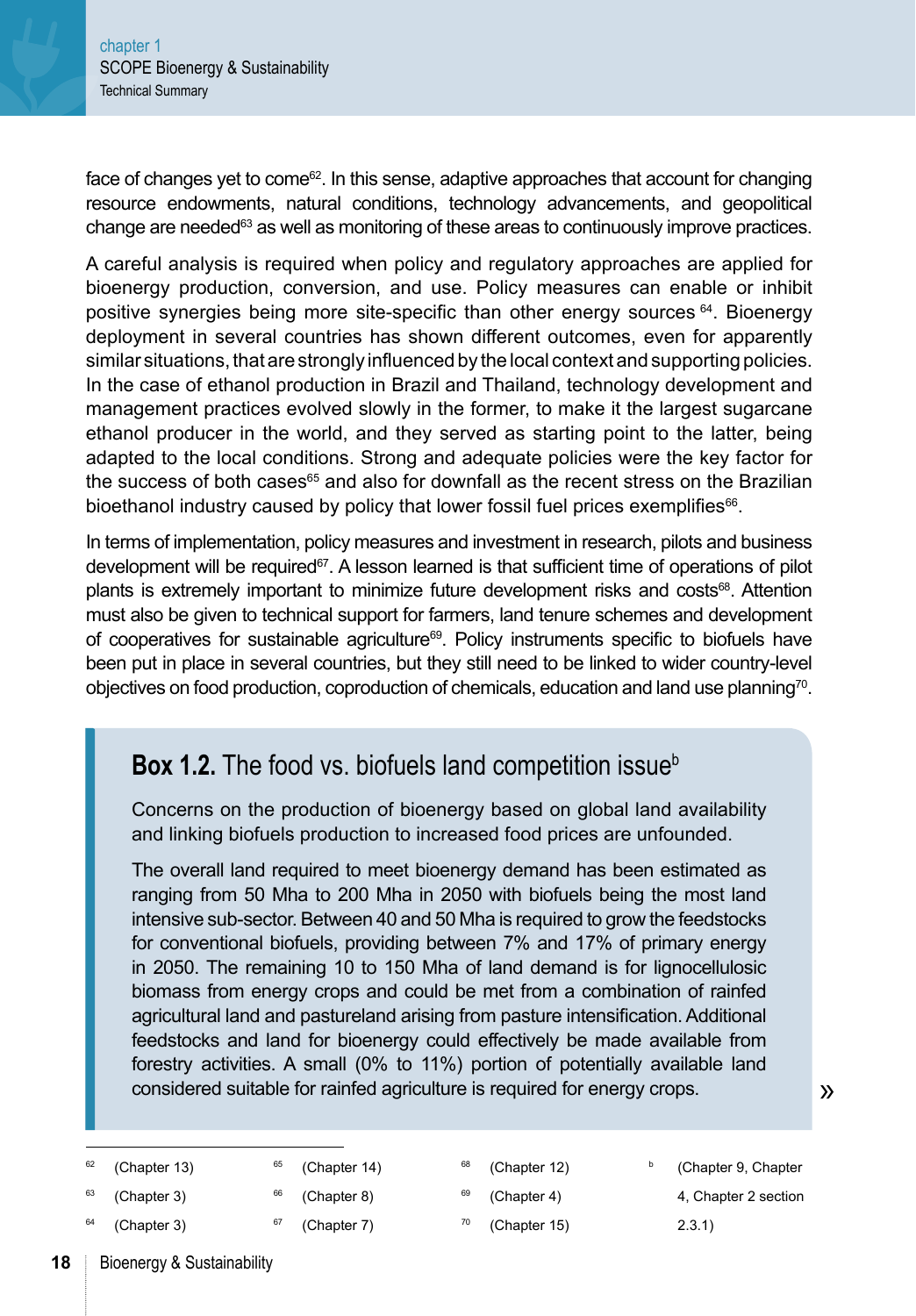face of changes yet to come[62]. In this sense, adaptive approaches that account for changing resource endowments, natural conditions, technology advancements, and geopolitical change are needed[63] as well as monitoring of these areas to continuously improve practices.

A careful analysis is required when policy and regulatory approaches are applied for bioenergy production, conversion, and use. Policy measures can enable or inhibit positive synergies being more site-specific than other energy sources [64]. Bioenergy deployment in several countries has shown different outcomes, even for apparently similar situations, that are strongly influenced by the local context and supporting policies. In the case of ethanol production in Brazil and Thailand, technology development and management practices evolved slowly in the former, to make it the largest sugarcane ethanol producer in the world, and they served as starting point to the latter, being adapted to the local conditions. Strong and adequate policies were the key factor for the success of both cases[65] and also for downfall as the recent stress on the Brazilian bioethanol industry caused by policy that lower fossil fuel prices exemplifies[66].

In terms of implementation, policy measures and investment in research, pilots and business development will be required[67]. A lesson learned is that sufficient time of operations of pilot plants is extremely important to minimize future development risks and costs[68]. Attention must also be given to technical support for farmers, land tenure schemes and development of cooperatives for sustainable agriculture[69]. Policy instruments specific to biofuels have been put in place in several countries, but they still need to be linked to wider country-level objectives on food production, coproduction of chemicals, education and land use planning[70].

### **Box 1.2.** The food vs. biofuels land competition issue[b]

Concerns on the production of bioenergy based on global land availability and linking biofuels production to increased food prices are unfounded.

The overall land required to meet bioenergy demand has been estimated as ranging from 50 Mha to 200 Mha in 2050 with biofuels being the most land intensive sub-sector. Between 40 and 50 Mha is required to grow the feedstocks for conventional biofuels, providing between 7% and 17% of primary energy in 2050. The remaining 10 to 150 Mha of land demand is for lignocellulosic biomass from energy crops and could be met from a combination of rainfed agricultural land and pastureland arising from pasture intensification. Additional feedstocks and land for bioenergy could effectively be made available from forestry activities. A small (0% to 11%) portion of potentially available land considered suitable for rainfed agriculture is required for energy crops.

»

---

[62] (Chapter 13)
[63] (Chapter 3)
[64] (Chapter 3)
[65] (Chapter 14)
[66] (Chapter 8)
[67] (Chapter 7)
[68] (Chapter 12)
[69] (Chapter 4)
[70] (Chapter 15)
[b] (Chapter 9, Chapter 4, Chapter 2 section 2.3.1)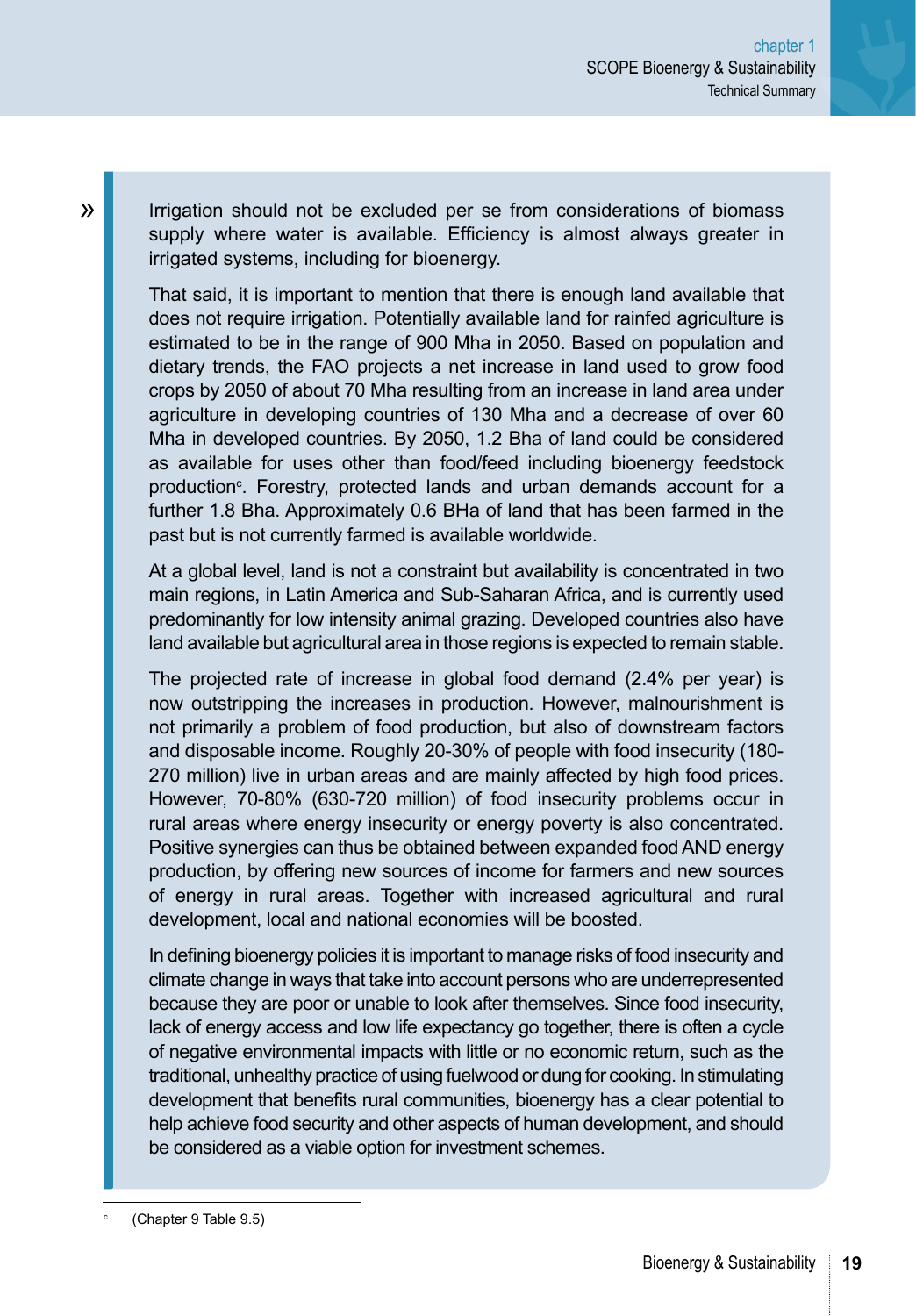»

Irrigation should not be excluded per se from considerations of biomass supply where water is available. Efficiency is almost always greater in irrigated systems, including for bioenergy.

That said, it is important to mention that there is enough land available that does not require irrigation. Potentially available land for rainfed agriculture is estimated to be in the range of 900 Mha in 2050. Based on population and dietary trends, the FAO projects a net increase in land used to grow food crops by 2050 of about 70 Mha resulting from an increase in land area under agriculture in developing countries of 130 Mha and a decrease of over 60 Mha in developed countries. By 2050, 1.2 Bha of land could be considered as available for uses other than food/feed including bioenergy feedstock production[c]. Forestry, protected lands and urban demands account for a further 1.8 Bha. Approximately 0.6 BHa of land that has been farmed in the past but is not currently farmed is available worldwide.

At a global level, land is not a constraint but availability is concentrated in two main regions, in Latin America and Sub-Saharan Africa, and is currently used predominantly for low intensity animal grazing. Developed countries also have land available but agricultural area in those regions is expected to remain stable.

The projected rate of increase in global food demand (2.4% per year) is now outstripping the increases in production. However, malnourishment is not primarily a problem of food production, but also of downstream factors and disposable income. Roughly 20-30% of people with food insecurity (180-270 million) live in urban areas and are mainly affected by high food prices. However, 70-80% (630-720 million) of food insecurity problems occur in rural areas where energy insecurity or energy poverty is also concentrated. Positive synergies can thus be obtained between expanded food AND energy production, by offering new sources of income for farmers and new sources of energy in rural areas. Together with increased agricultural and rural development, local and national economies will be boosted.

In defining bioenergy policies it is important to manage risks of food insecurity and climate change in ways that take into account persons who are underrepresented because they are poor or unable to look after themselves. Since food insecurity, lack of energy access and low life expectancy go together, there is often a cycle of negative environmental impacts with little or no economic return, such as the traditional, unhealthy practice of using fuelwood or dung for cooking. In stimulating development that benefits rural communities, bioenergy has a clear potential to help achieve food security and other aspects of human development, and should be considered as a viable option for investment schemes.

---

[c] (Chapter 9 Table 9.5)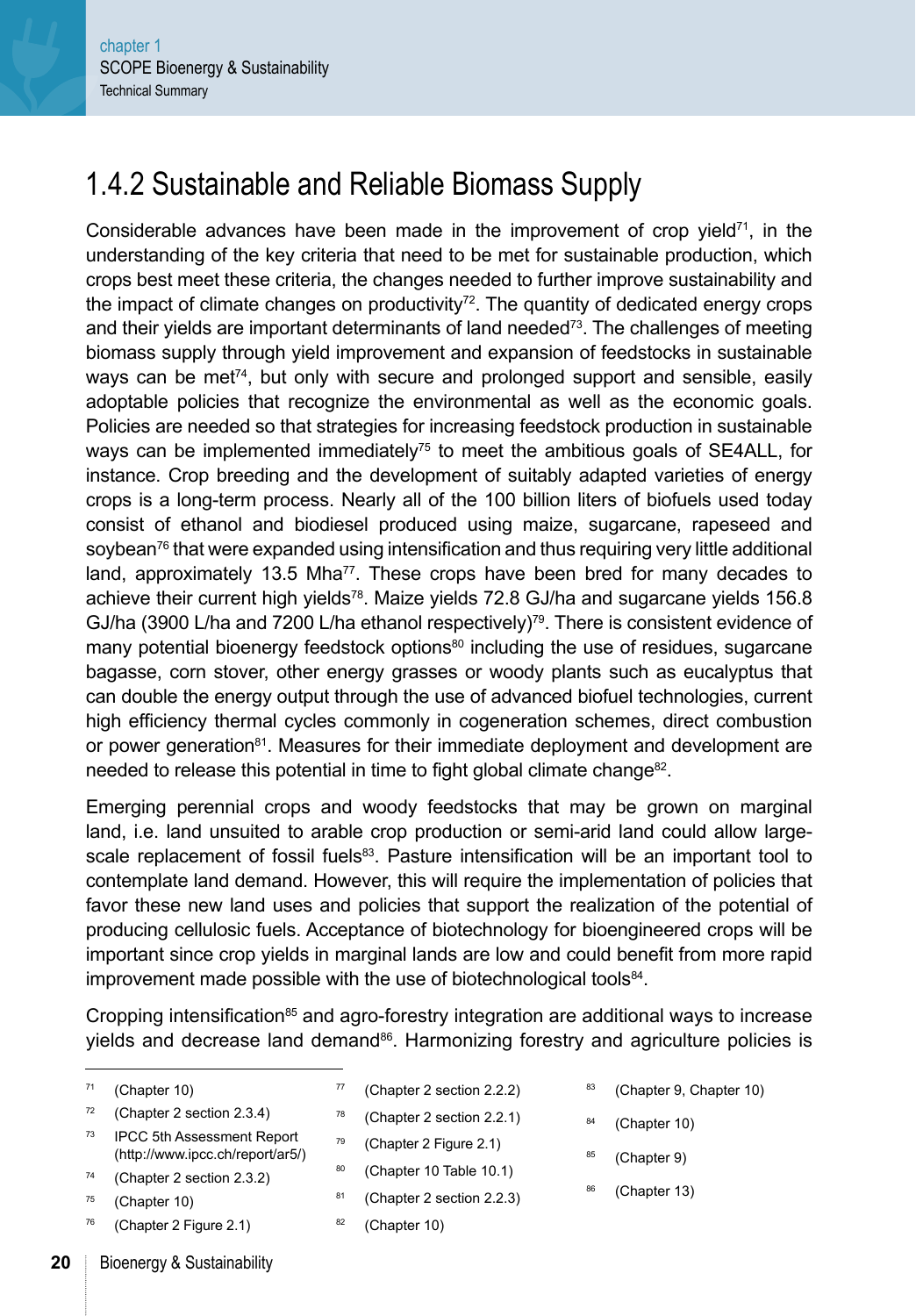## 1.4.2 Sustainable and Reliable Biomass Supply

Considerable advances have been made in the improvement of crop yield[71], in the understanding of the key criteria that need to be met for sustainable production, which crops best meet these criteria, the changes needed to further improve sustainability and the impact of climate changes on productivity[72]. The quantity of dedicated energy crops and their yields are important determinants of land needed[73]. The challenges of meeting biomass supply through yield improvement and expansion of feedstocks in sustainable ways can be met[74], but only with secure and prolonged support and sensible, easily adoptable policies that recognize the environmental as well as the economic goals. Policies are needed so that strategies for increasing feedstock production in sustainable ways can be implemented immediately[75] to meet the ambitious goals of SE4ALL, for instance. Crop breeding and the development of suitably adapted varieties of energy crops is a long-term process. Nearly all of the 100 billion liters of biofuels used today consist of ethanol and biodiesel produced using maize, sugarcane, rapeseed and soybean[76] that were expanded using intensification and thus requiring very little additional land, approximately 13.5 Mha[77]. These crops have been bred for many decades to achieve their current high yields[78]. Maize yields 72.8 GJ/ha and sugarcane yields 156.8 GJ/ha (3900 L/ha and 7200 L/ha ethanol respectively)[79]. There is consistent evidence of many potential bioenergy feedstock options[80] including the use of residues, sugarcane bagasse, corn stover, other energy grasses or woody plants such as eucalyptus that can double the energy output through the use of advanced biofuel technologies, current high efficiency thermal cycles commonly in cogeneration schemes, direct combustion or power generation[81]. Measures for their immediate deployment and development are needed to release this potential in time to fight global climate change[82].

Emerging perennial crops and woody feedstocks that may be grown on marginal land, i.e. land unsuited to arable crop production or semi-arid land could allow large-scale replacement of fossil fuels[83]. Pasture intensification will be an important tool to contemplate land demand. However, this will require the implementation of policies that favor these new land uses and policies that support the realization of the potential of producing cellulosic fuels. Acceptance of biotechnology for bioengineered crops will be important since crop yields in marginal lands are low and could benefit from more rapid improvement made possible with the use of biotechnological tools[84].

Cropping intensification[85] and agro-forestry integration are additional ways to increase yields and decrease land demand[86]. Harmonizing forestry and agriculture policies is

---

[71] (Chapter 10)
[72] (Chapter 2 section 2.3.4)
[73] IPCC 5th Assessment Report (http://www.ipcc.ch/report/ar5/)
[74] (Chapter 2 section 2.3.2)
[75] (Chapter 10)
[76] (Chapter 2 Figure 2.1)
[77] (Chapter 2 section 2.2.2)
[78] (Chapter 2 section 2.2.1)
[79] (Chapter 2 Figure 2.1)
[80] (Chapter 10 Table 10.1)
[81] (Chapter 2 section 2.2.3)
[82] (Chapter 10)
[83] (Chapter 9, Chapter 10)
[84] (Chapter 10)
[85] (Chapter 9)
[86] (Chapter 13)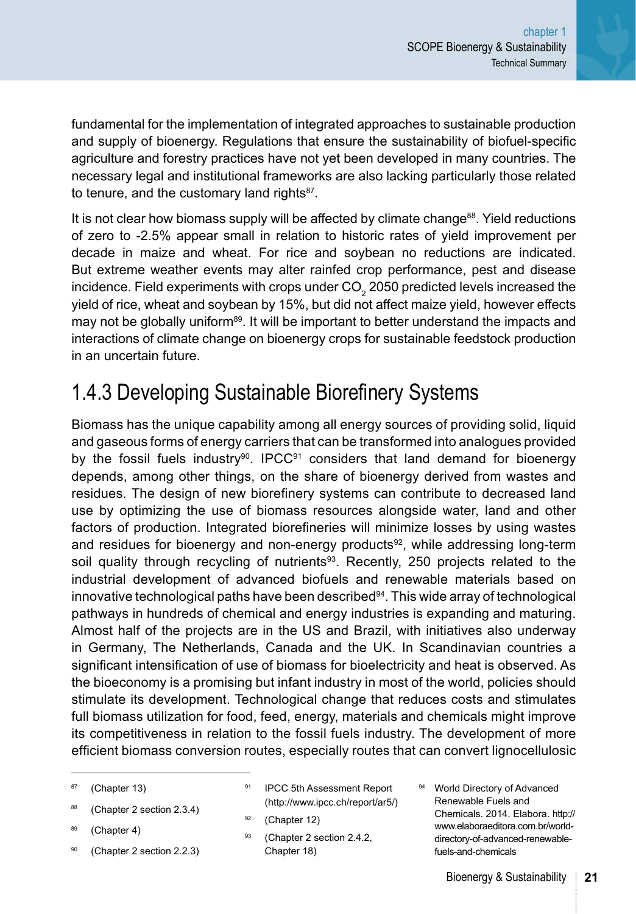fundamental for the implementation of integrated approaches to sustainable production and supply of bioenergy. Regulations that ensure the sustainability of biofuel-specific agriculture and forestry practices have not yet been developed in many countries. The necessary legal and institutional frameworks are also lacking particularly those related to tenure, and the customary land rights[87].

It is not clear how biomass supply will be affected by climate change[88]. Yield reductions of zero to -2.5% appear small in relation to historic rates of yield improvement per decade in maize and wheat. For rice and soybean no reductions are indicated. But extreme weather events may alter rainfed crop performance, pest and disease incidence. Field experiments with crops under $CO_2$ 2050 predicted levels increased the yield of rice, wheat and soybean by 15%, but did not affect maize yield, however effects may not be globally uniform[89]. It will be important to better understand the impacts and interactions of climate change on bioenergy crops for sustainable feedstock production in an uncertain future.

## 1.4.3 Developing Sustainable Biorefinery Systems

Biomass has the unique capability among all energy sources of providing solid, liquid and gaseous forms of energy carriers that can be transformed into analogues provided by the fossil fuels industry[90]. IPCC[91] considers that land demand for bioenergy depends, among other things, on the share of bioenergy derived from wastes and residues. The design of new biorefinery systems can contribute to decreased land use by optimizing the use of biomass resources alongside water, land and other factors of production. Integrated biorefineries will minimize losses by using wastes and residues for bioenergy and non-energy products[92], while addressing long-term soil quality through recycling of nutrients[93]. Recently, 250 projects related to the industrial development of advanced biofuels and renewable materials based on innovative technological paths have been described[94]. This wide array of technological pathways in hundreds of chemical and energy industries is expanding and maturing. Almost half of the projects are in the US and Brazil, with initiatives also underway in Germany, The Netherlands, Canada and the UK. In Scandinavian countries a significant intensification of use of biomass for bioelectricity and heat is observed. As the bioeconomy is a promising but infant industry in most of the world, policies should stimulate its development. Technological change that reduces costs and stimulates full biomass utilization for food, feed, energy, materials and chemicals might improve its competitiveness in relation to the fossil fuels industry. The development of more efficient biomass conversion routes, especially routes that can convert lignocellulosic

---

[87] (Chapter 13)

[88] (Chapter 2 section 2.3.4)

[89] (Chapter 4)

[90] (Chapter 2 section 2.2.3)

[91] IPCC 5th Assessment Report (http://www.ipcc.ch/report/ar5/)

[92] (Chapter 12)

[93] (Chapter 2 section 2.4.2, Chapter 18)

[94] World Directory of Advanced Renewable Fuels and Chemicals. 2014. Elabora. http://www.elaboraeditora.com.br/world-directory-of-advanced-renewable-fuels-and-chemicals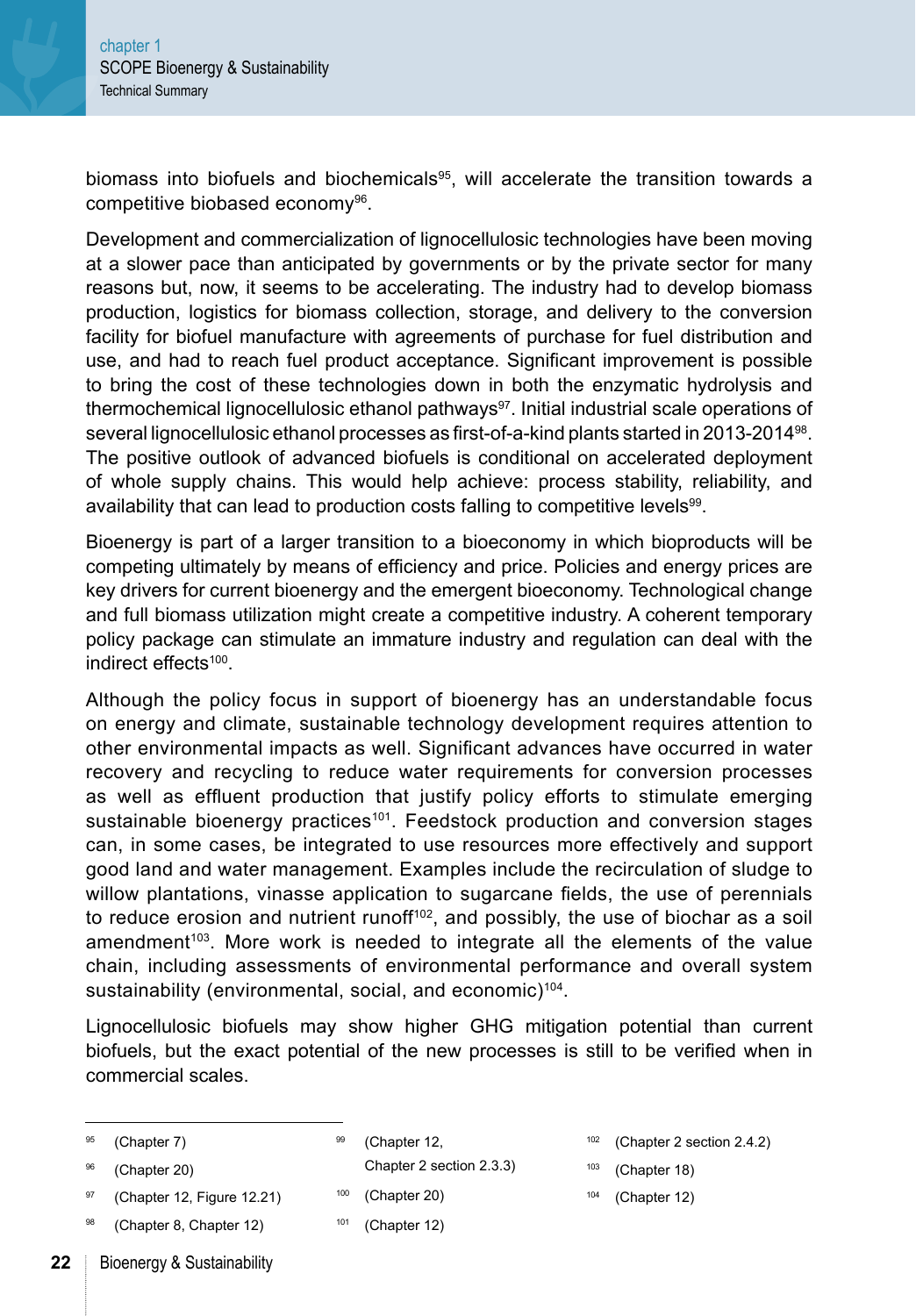biomass into biofuels and biochemicals[95], will accelerate the transition towards a competitive biobased economy[96].

Development and commercialization of lignocellulosic technologies have been moving at a slower pace than anticipated by governments or by the private sector for many reasons but, now, it seems to be accelerating. The industry had to develop biomass production, logistics for biomass collection, storage, and delivery to the conversion facility for biofuel manufacture with agreements of purchase for fuel distribution and use, and had to reach fuel product acceptance. Significant improvement is possible to bring the cost of these technologies down in both the enzymatic hydrolysis and thermochemical lignocellulosic ethanol pathways[97]. Initial industrial scale operations of several lignocellulosic ethanol processes as first-of-a-kind plants started in 2013-2014[98]. The positive outlook of advanced biofuels is conditional on accelerated deployment of whole supply chains. This would help achieve: process stability, reliability, and availability that can lead to production costs falling to competitive levels[99].

Bioenergy is part of a larger transition to a bioeconomy in which bioproducts will be competing ultimately by means of efficiency and price. Policies and energy prices are key drivers for current bioenergy and the emergent bioeconomy. Technological change and full biomass utilization might create a competitive industry. A coherent temporary policy package can stimulate an immature industry and regulation can deal with the indirect effects[100].

Although the policy focus in support of bioenergy has an understandable focus on energy and climate, sustainable technology development requires attention to other environmental impacts as well. Significant advances have occurred in water recovery and recycling to reduce water requirements for conversion processes as well as effluent production that justify policy efforts to stimulate emerging sustainable bioenergy practices[101]. Feedstock production and conversion stages can, in some cases, be integrated to use resources more effectively and support good land and water management. Examples include the recirculation of sludge to willow plantations, vinasse application to sugarcane fields, the use of perennials to reduce erosion and nutrient runoff[102], and possibly, the use of biochar as a soil amendment[103]. More work is needed to integrate all the elements of the value chain, including assessments of environmental performance and overall system sustainability (environmental, social, and economic)[104].

Lignocellulosic biofuels may show higher GHG mitigation potential than current biofuels, but the exact potential of the new processes is still to be verified when in commercial scales.

---

[95] (Chapter 7)

[96] (Chapter 20)

[97] (Chapter 12, Figure 12.21)

[98] (Chapter 8, Chapter 12)

[99] (Chapter 12, Chapter 2 section 2.3.3)

[100] (Chapter 20)

[101] (Chapter 12)

[102] (Chapter 2 section 2.4.2)

[103] (Chapter 18)

[104] (Chapter 12)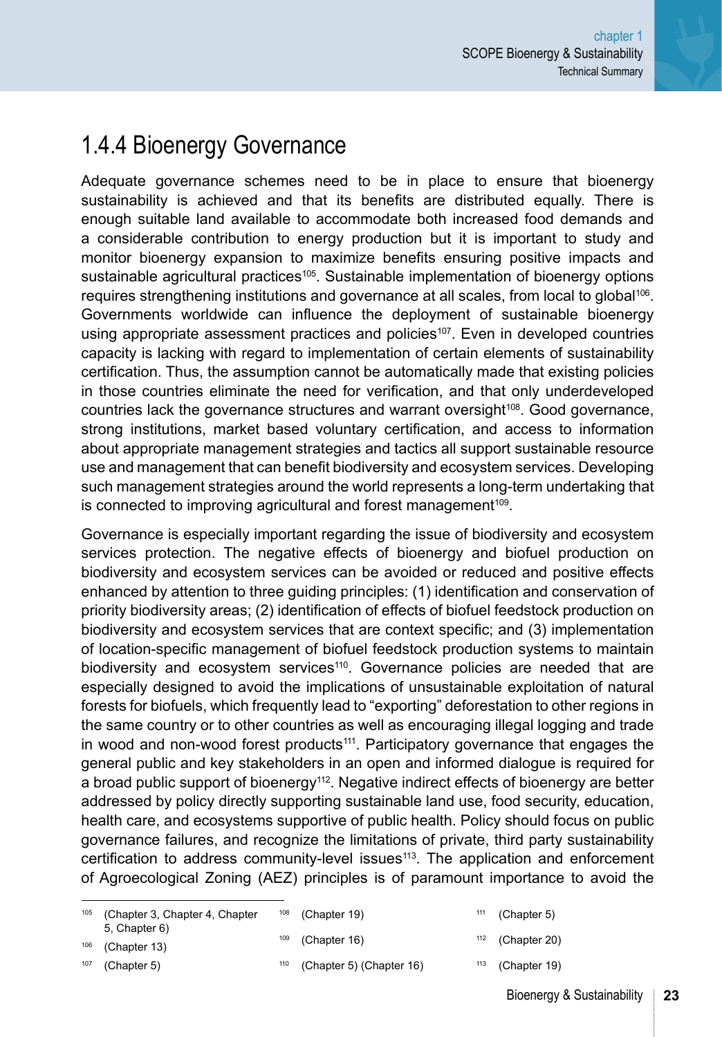## 1.4.4 Bioenergy Governance

Adequate governance schemes need to be in place to ensure that bioenergy sustainability is achieved and that its benefits are distributed equally. There is enough suitable land available to accommodate both increased food demands and a considerable contribution to energy production but it is important to study and monitor bioenergy expansion to maximize benefits ensuring positive impacts and sustainable agricultural practices[105]. Sustainable implementation of bioenergy options requires strengthening institutions and governance at all scales, from local to global[106]. Governments worldwide can influence the deployment of sustainable bioenergy using appropriate assessment practices and policies[107]. Even in developed countries capacity is lacking with regard to implementation of certain elements of sustainability certification. Thus, the assumption cannot be automatically made that existing policies in those countries eliminate the need for verification, and that only underdeveloped countries lack the governance structures and warrant oversight[108]. Good governance, strong institutions, market based voluntary certification, and access to information about appropriate management strategies and tactics all support sustainable resource use and management that can benefit biodiversity and ecosystem services. Developing such management strategies around the world represents a long-term undertaking that is connected to improving agricultural and forest management[109].

Governance is especially important regarding the issue of biodiversity and ecosystem services protection. The negative effects of bioenergy and biofuel production on biodiversity and ecosystem services can be avoided or reduced and positive effects enhanced by attention to three guiding principles: (1) identification and conservation of priority biodiversity areas; (2) identification of effects of biofuel feedstock production on biodiversity and ecosystem services that are context specific; and (3) implementation of location-specific management of biofuel feedstock production systems to maintain biodiversity and ecosystem services[110]. Governance policies are needed that are especially designed to avoid the implications of unsustainable exploitation of natural forests for biofuels, which frequently lead to "exporting" deforestation to other regions in the same country or to other countries as well as encouraging illegal logging and trade in wood and non-wood forest products[111]. Participatory governance that engages the general public and key stakeholders in an open and informed dialogue is required for a broad public support of bioenergy[112]. Negative indirect effects of bioenergy are better addressed by policy directly supporting sustainable land use, food security, education, health care, and ecosystems supportive of public health. Policy should focus on public governance failures, and recognize the limitations of private, third party sustainability certification to address community-level issues[113]. The application and enforcement of Agroecological Zoning (AEZ) principles is of paramount importance to avoid the

[105] (Chapter 3, Chapter 4, Chapter 5, Chapter 6)

[106] (Chapter 13)

[107] (Chapter 5)

[108] (Chapter 19)

[109] (Chapter 16)

[110] (Chapter 5) (Chapter 16)

[111] (Chapter 5)

[112] (Chapter 20)

[113] (Chapter 19)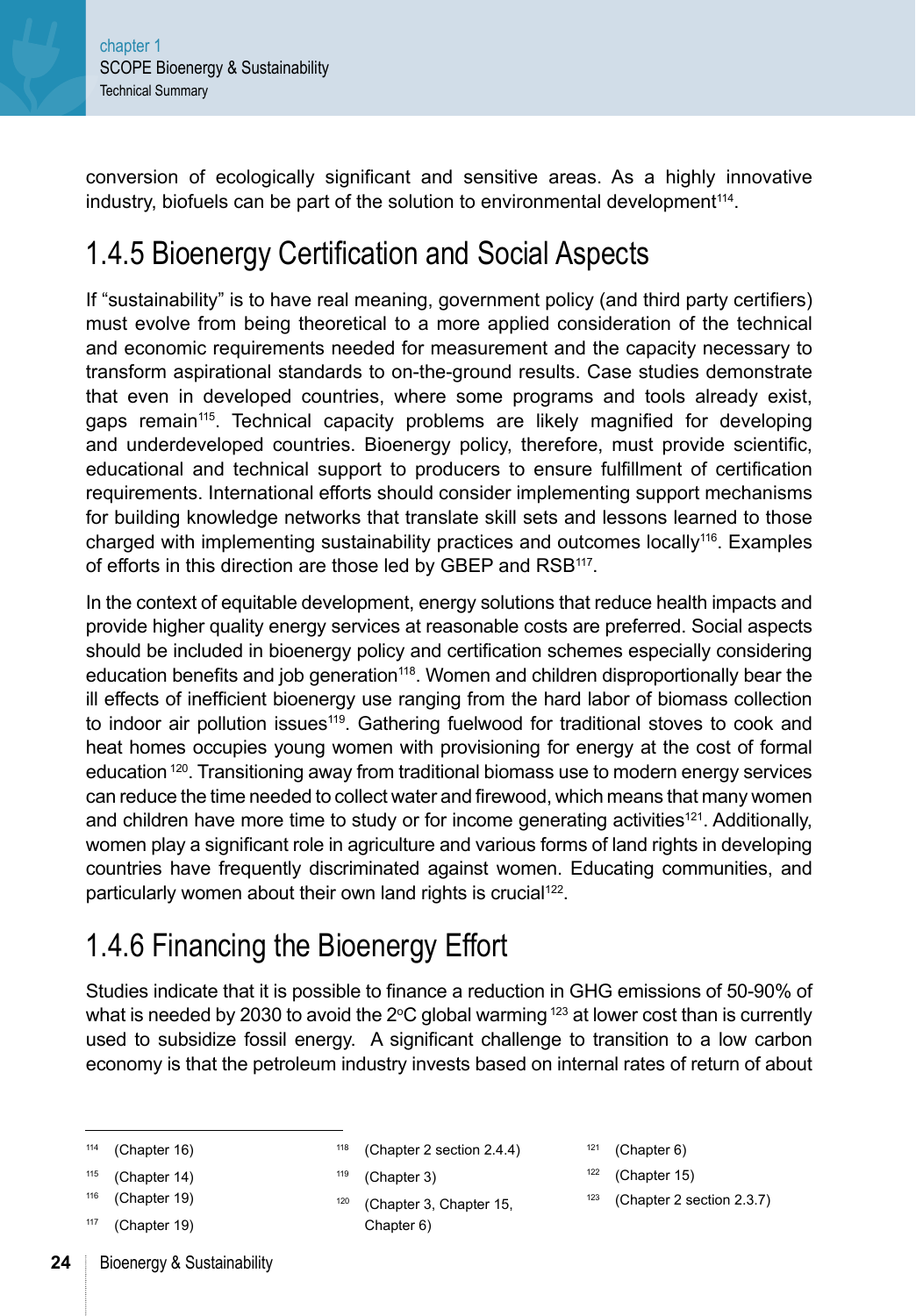conversion of ecologically significant and sensitive areas. As a highly innovative industry, biofuels can be part of the solution to environmental development[114].

## 1.4.5 Bioenergy Certification and Social Aspects

If "sustainability" is to have real meaning, government policy (and third party certifiers) must evolve from being theoretical to a more applied consideration of the technical and economic requirements needed for measurement and the capacity necessary to transform aspirational standards to on-the-ground results. Case studies demonstrate that even in developed countries, where some programs and tools already exist, gaps remain[115]. Technical capacity problems are likely magnified for developing and underdeveloped countries. Bioenergy policy, therefore, must provide scientific, educational and technical support to producers to ensure fulfillment of certification requirements. International efforts should consider implementing support mechanisms for building knowledge networks that translate skill sets and lessons learned to those charged with implementing sustainability practices and outcomes locally[116]. Examples of efforts in this direction are those led by GBEP and RSB[117].

In the context of equitable development, energy solutions that reduce health impacts and provide higher quality energy services at reasonable costs are preferred. Social aspects should be included in bioenergy policy and certification schemes especially considering education benefits and job generation[118]. Women and children disproportionally bear the ill effects of inefficient bioenergy use ranging from the hard labor of biomass collection to indoor air pollution issues[119]. Gathering fuelwood for traditional stoves to cook and heat homes occupies young women with provisioning for energy at the cost of formal education [120]. Transitioning away from traditional biomass use to modern energy services can reduce the time needed to collect water and firewood, which means that many women and children have more time to study or for income generating activities[121]. Additionally, women play a significant role in agriculture and various forms of land rights in developing countries have frequently discriminated against women. Educating communities, and particularly women about their own land rights is crucial[122].

## 1.4.6 Financing the Bioenergy Effort

Studies indicate that it is possible to finance a reduction in GHG emissions of 50-90% of what is needed by 2030 to avoid the 2°C global warming [123] at lower cost than is currently used to subsidize fossil energy. A significant challenge to transition to a low carbon economy is that the petroleum industry invests based on internal rates of return of about

---

[114] (Chapter 16)

[115] (Chapter 14)

[116] (Chapter 19)

[117] (Chapter 19)

[118] (Chapter 2 section 2.4.4)

[119] (Chapter 3)

[120] (Chapter 3, Chapter 15, Chapter 6)

[121] (Chapter 6)

[122] (Chapter 15)

[123] (Chapter 2 section 2.3.7)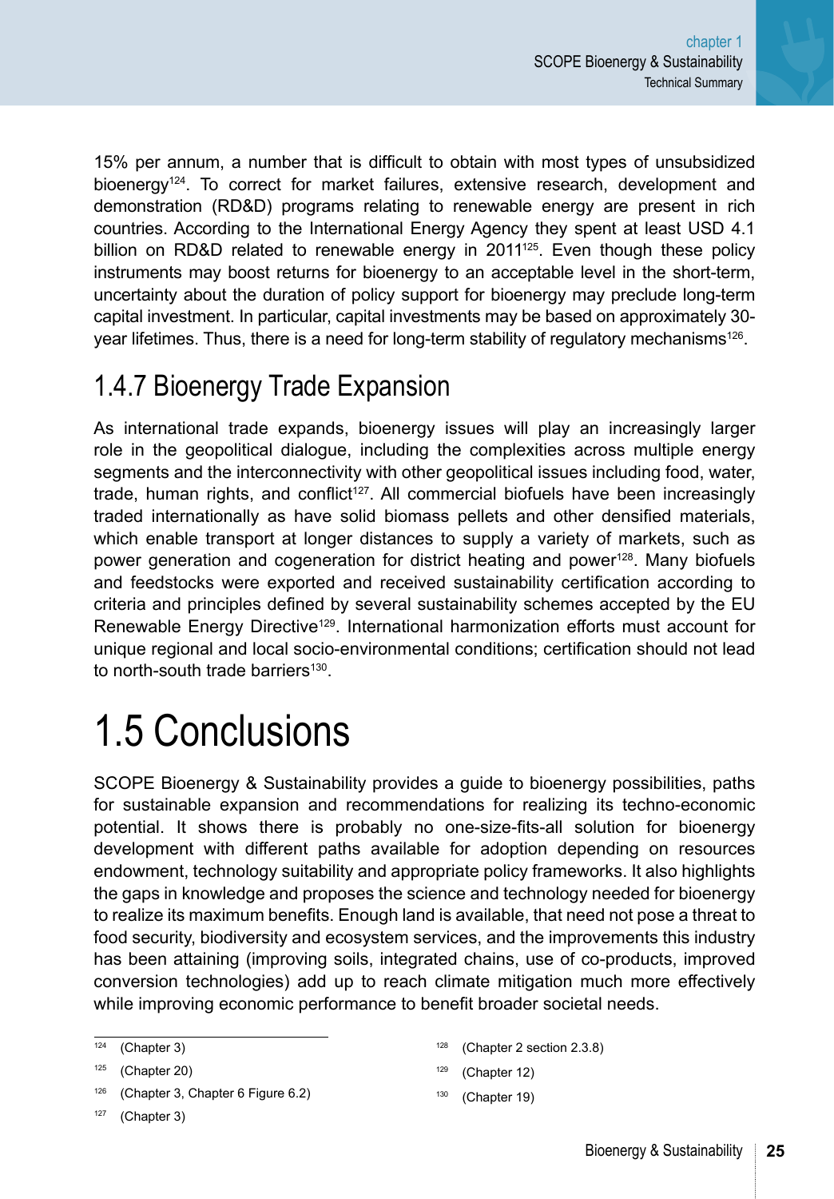15% per annum, a number that is difficult to obtain with most types of unsubsidized bioenergy[124]. To correct for market failures, extensive research, development and demonstration (RD&D) programs relating to renewable energy are present in rich countries. According to the International Energy Agency they spent at least USD 4.1 billion on RD&D related to renewable energy in 2011[125]. Even though these policy instruments may boost returns for bioenergy to an acceptable level in the short-term, uncertainty about the duration of policy support for bioenergy may preclude long-term capital investment. In particular, capital investments may be based on approximately 30-year lifetimes. Thus, there is a need for long-term stability of regulatory mechanisms[126].

### 1.4.7 Bioenergy Trade Expansion

As international trade expands, bioenergy issues will play an increasingly larger role in the geopolitical dialogue, including the complexities across multiple energy segments and the interconnectivity with other geopolitical issues including food, water, trade, human rights, and conflict[127]. All commercial biofuels have been increasingly traded internationally as have solid biomass pellets and other densified materials, which enable transport at longer distances to supply a variety of markets, such as power generation and cogeneration for district heating and power[128]. Many biofuels and feedstocks were exported and received sustainability certification according to criteria and principles defined by several sustainability schemes accepted by the EU Renewable Energy Directive[129]. International harmonization efforts must account for unique regional and local socio-environmental conditions; certification should not lead to north-south trade barriers[130].

## 1.5 Conclusions

SCOPE Bioenergy & Sustainability provides a guide to bioenergy possibilities, paths for sustainable expansion and recommendations for realizing its techno-economic potential. It shows there is probably no one-size-fits-all solution for bioenergy development with different paths available for adoption depending on resources endowment, technology suitability and appropriate policy frameworks. It also highlights the gaps in knowledge and proposes the science and technology needed for bioenergy to realize its maximum benefits. Enough land is available, that need not pose a threat to food security, biodiversity and ecosystem services, and the improvements this industry has been attaining (improving soils, integrated chains, use of co-products, improved conversion technologies) add up to reach climate mitigation much more effectively while improving economic performance to benefit broader societal needs.

---

[124] (Chapter 3)

[125] (Chapter 20)

[126] (Chapter 3, Chapter 6 Figure 6.2)

[127] (Chapter 3)

[128] (Chapter 2 section 2.3.8)

[129] (Chapter 12)

[130] (Chapter 19)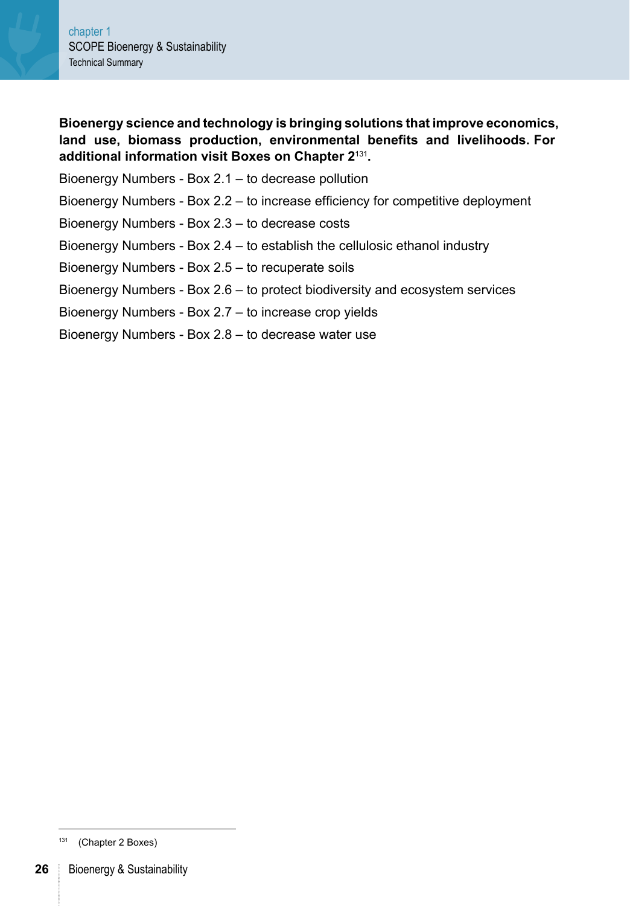**Bioenergy science and technology is bringing solutions that improve economics, land use, biomass production, environmental benefits and livelihoods. For additional information visit Boxes on Chapter 2[131].**

Bioenergy Numbers - Box 2.1 – to decrease pollution

Bioenergy Numbers - Box 2.2 – to increase efficiency for competitive deployment

Bioenergy Numbers - Box 2.3 – to decrease costs

Bioenergy Numbers - Box 2.4 – to establish the cellulosic ethanol industry

Bioenergy Numbers - Box 2.5 – to recuperate soils

Bioenergy Numbers - Box 2.6 – to protect biodiversity and ecosystem services

Bioenergy Numbers - Box 2.7 – to increase crop yields

Bioenergy Numbers - Box 2.8 – to decrease water use

---

[131] (Chapter 2 Boxes)